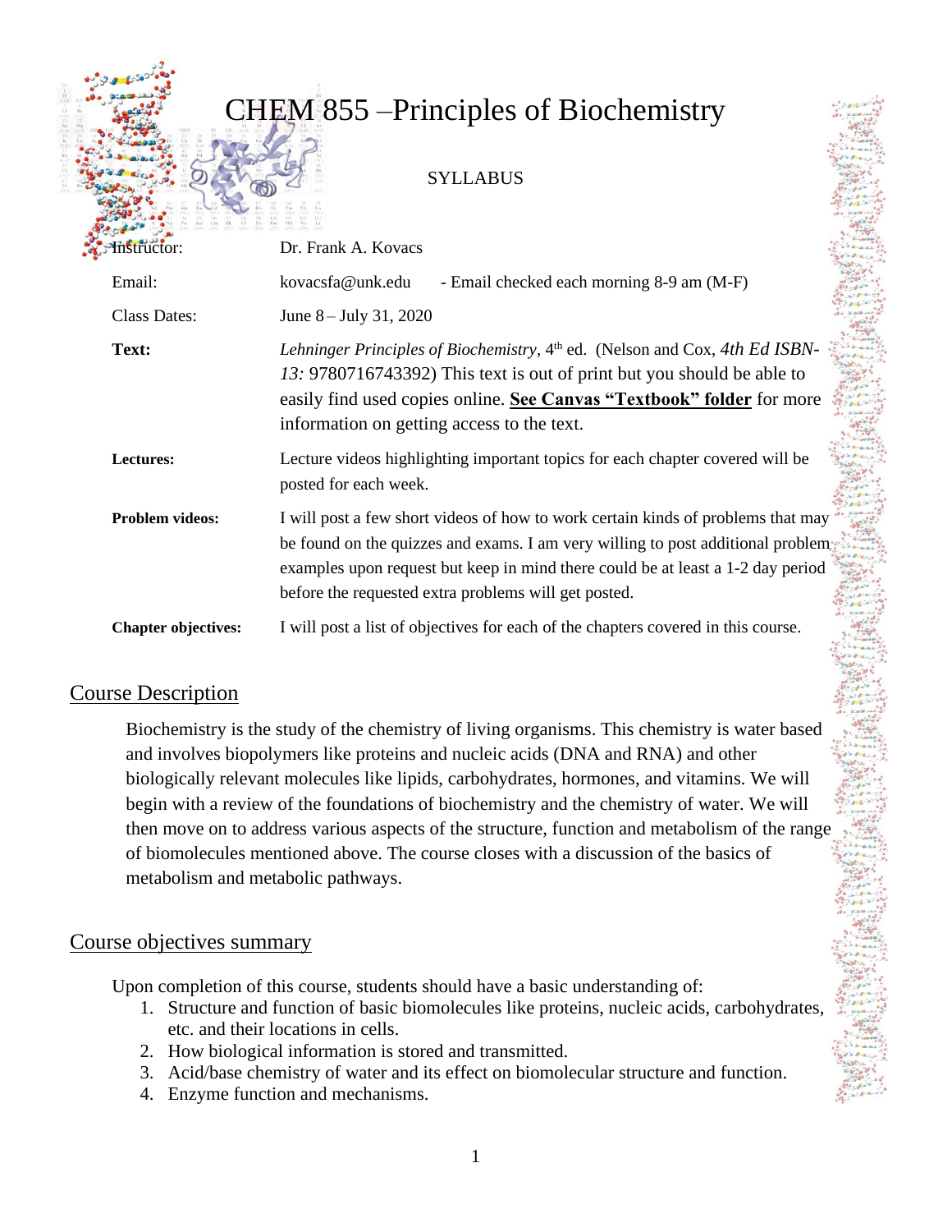# CHEM 855 –Principles of Biochemistry

SYLLABUS

| | |
|---|---|
| Instructor: | Dr. Frank A. Kovacs |
| Email: | kovacsfa@unk.edu - Email checked each morning 8-9 am (M-F) |
| Class Dates: | June 8 – July 31, 2020 |
| **Text:** | *Lehninger Principles of Biochemistry*, 4th ed. (Nelson and Cox, *4th Ed ISBN-13:* 9780716743392) This text is out of print but you should be able to easily find used copies online. **See Canvas "Textbook" folder** for more information on getting access to the text. |
| **Lectures:** | Lecture videos highlighting important topics for each chapter covered will be posted for each week. |
| **Problem videos:** | I will post a few short videos of how to work certain kinds of problems that may be found on the quizzes and exams. I am very willing to post additional problem examples upon request but keep in mind there could be at least a 1-2 day period before the requested extra problems will get posted. |
| **Chapter objectives:** | I will post a list of objectives for each of the chapters covered in this course. |

## Course Description

Biochemistry is the study of the chemistry of living organisms. This chemistry is water based and involves biopolymers like proteins and nucleic acids (DNA and RNA) and other biologically relevant molecules like lipids, carbohydrates, hormones, and vitamins. We will begin with a review of the foundations of biochemistry and the chemistry of water. We will then move on to address various aspects of the structure, function and metabolism of the range of biomolecules mentioned above. The course closes with a discussion of the basics of metabolism and metabolic pathways.

## Course objectives summary

Upon completion of this course, students should have a basic understanding of:

1. Structure and function of basic biomolecules like proteins, nucleic acids, carbohydrates, etc. and their locations in cells.
2. How biological information is stored and transmitted.
3. Acid/base chemistry of water and its effect on biomolecular structure and function.
4. Enzyme function and mechanisms.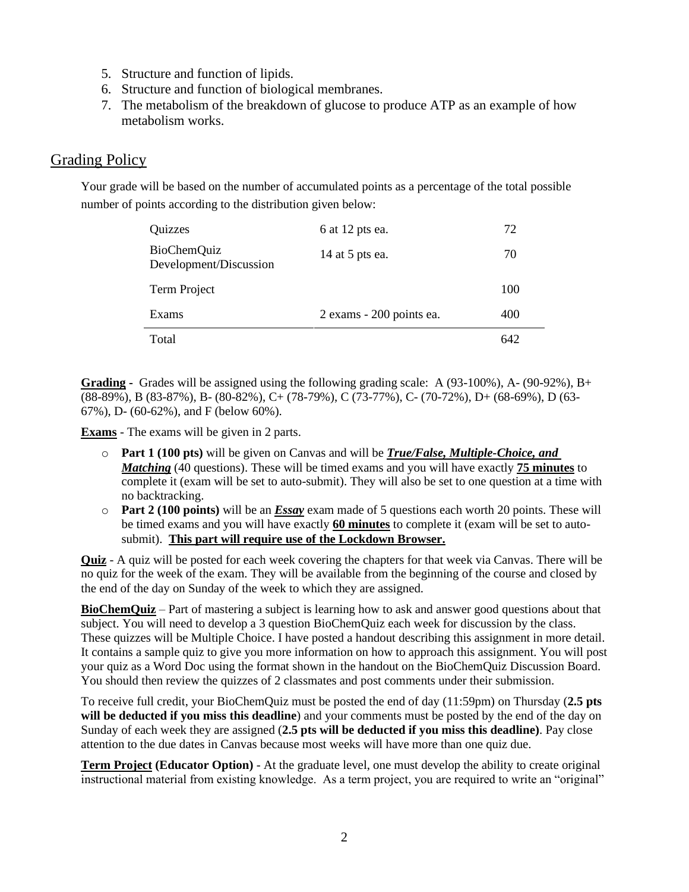5. Structure and function of lipids.
6. Structure and function of biological membranes.
7. The metabolism of the breakdown of glucose to produce ATP as an example of how metabolism works.

## Grading Policy

Your grade will be based on the number of accumulated points as a percentage of the total possible number of points according to the distribution given below:

| | | |
|---|---|---|
| Quizzes | 6 at 12 pts ea. | 72 |
| BioChemQuiz Development/Discussion | 14 at 5 pts ea. | 70 |
| Term Project | | 100 |
| Exams | 2 exams - 200 points ea. | 400 |
| Total | | 642 |

**Grading** - Grades will be assigned using the following grading scale: A (93-100%), A- (90-92%), B+ (88-89%), B (83-87%), B- (80-82%), C+ (78-79%), C (73-77%), C- (70-72%), D+ (68-69%), D (63-67%), D- (60-62%), and F (below 60%).

**Exams** - The exams will be given in 2 parts.

- **Part 1 (100 pts)** will be given on Canvas and will be ***True/False, Multiple-Choice, and Matching*** (40 questions). These will be timed exams and you will have exactly **75 minutes** to complete it (exam will be set to auto-submit). They will also be set to one question at a time with no backtracking.
- **Part 2 (100 points)** will be an ***Essay*** exam made of 5 questions each worth 20 points. These will be timed exams and you will have exactly **60 minutes** to complete it (exam will be set to auto-submit). **This part will require use of the Lockdown Browser.**

**Quiz** - A quiz will be posted for each week covering the chapters for that week via Canvas. There will be no quiz for the week of the exam. They will be available from the beginning of the course and closed by the end of the day on Sunday of the week to which they are assigned.

**BioChemQuiz** – Part of mastering a subject is learning how to ask and answer good questions about that subject. You will need to develop a 3 question BioChemQuiz each week for discussion by the class. These quizzes will be Multiple Choice. I have posted a handout describing this assignment in more detail. It contains a sample quiz to give you more information on how to approach this assignment. You will post your quiz as a Word Doc using the format shown in the handout on the BioChemQuiz Discussion Board. You should then review the quizzes of 2 classmates and post comments under their submission.

To receive full credit, your BioChemQuiz must be posted the end of day (11:59pm) on Thursday (**2.5 pts will be deducted if you miss this deadline**) and your comments must be posted by the end of the day on Sunday of each week they are assigned (**2.5 pts will be deducted if you miss this deadline)**. Pay close attention to the due dates in Canvas because most weeks will have more than one quiz due.

**Term Project (Educator Option)** - At the graduate level, one must develop the ability to create original instructional material from existing knowledge. As a term project, you are required to write an "original"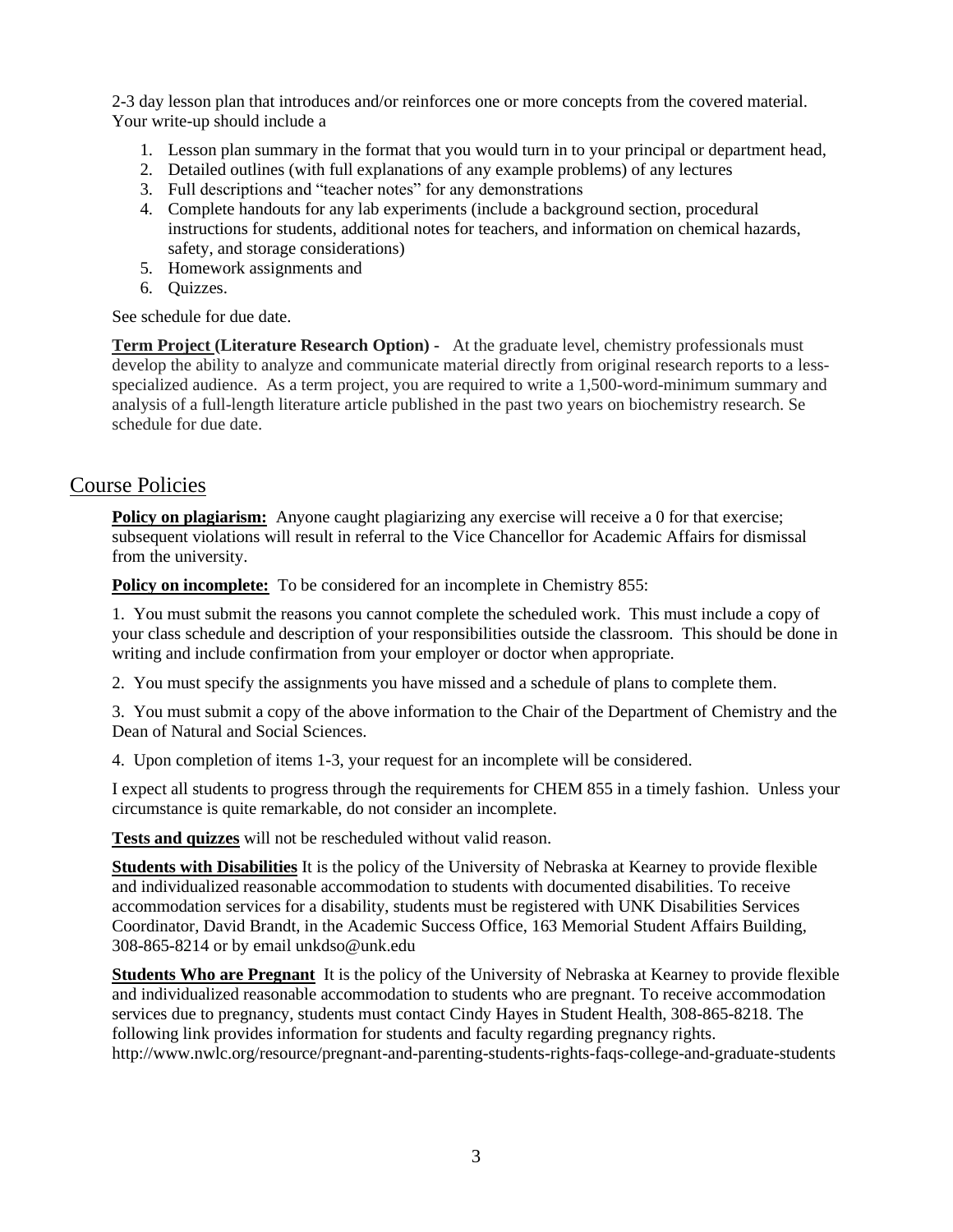2-3 day lesson plan that introduces and/or reinforces one or more concepts from the covered material. Your write-up should include a

1. Lesson plan summary in the format that you would turn in to your principal or department head,
2. Detailed outlines (with full explanations of any example problems) of any lectures
3. Full descriptions and "teacher notes" for any demonstrations
4. Complete handouts for any lab experiments (include a background section, procedural instructions for students, additional notes for teachers, and information on chemical hazards, safety, and storage considerations)
5. Homework assignments and
6. Quizzes.

See schedule for due date.

**Term Project (Literature Research Option) -** At the graduate level, chemistry professionals must develop the ability to analyze and communicate material directly from original research reports to a less-specialized audience. As a term project, you are required to write a 1,500-word-minimum summary and analysis of a full-length literature article published in the past two years on biochemistry research. Se schedule for due date.

## Course Policies

**Policy on plagiarism:** Anyone caught plagiarizing any exercise will receive a 0 for that exercise; subsequent violations will result in referral to the Vice Chancellor for Academic Affairs for dismissal from the university.

**Policy on incomplete:** To be considered for an incomplete in Chemistry 855:

1. You must submit the reasons you cannot complete the scheduled work. This must include a copy of your class schedule and description of your responsibilities outside the classroom. This should be done in writing and include confirmation from your employer or doctor when appropriate.

2. You must specify the assignments you have missed and a schedule of plans to complete them.

3. You must submit a copy of the above information to the Chair of the Department of Chemistry and the Dean of Natural and Social Sciences.

4. Upon completion of items 1-3, your request for an incomplete will be considered.

I expect all students to progress through the requirements for CHEM 855 in a timely fashion. Unless your circumstance is quite remarkable, do not consider an incomplete.

**Tests and quizzes** will not be rescheduled without valid reason.

**Students with Disabilities** It is the policy of the University of Nebraska at Kearney to provide flexible and individualized reasonable accommodation to students with documented disabilities. To receive accommodation services for a disability, students must be registered with UNK Disabilities Services Coordinator, David Brandt, in the Academic Success Office, 163 Memorial Student Affairs Building, 308-865-8214 or by email unkdso@unk.edu

**Students Who are Pregnant** It is the policy of the University of Nebraska at Kearney to provide flexible and individualized reasonable accommodation to students who are pregnant. To receive accommodation services due to pregnancy, students must contact Cindy Hayes in Student Health, 308-865-8218. The following link provides information for students and faculty regarding pregnancy rights. http://www.nwlc.org/resource/pregnant-and-parenting-students-rights-faqs-college-and-graduate-students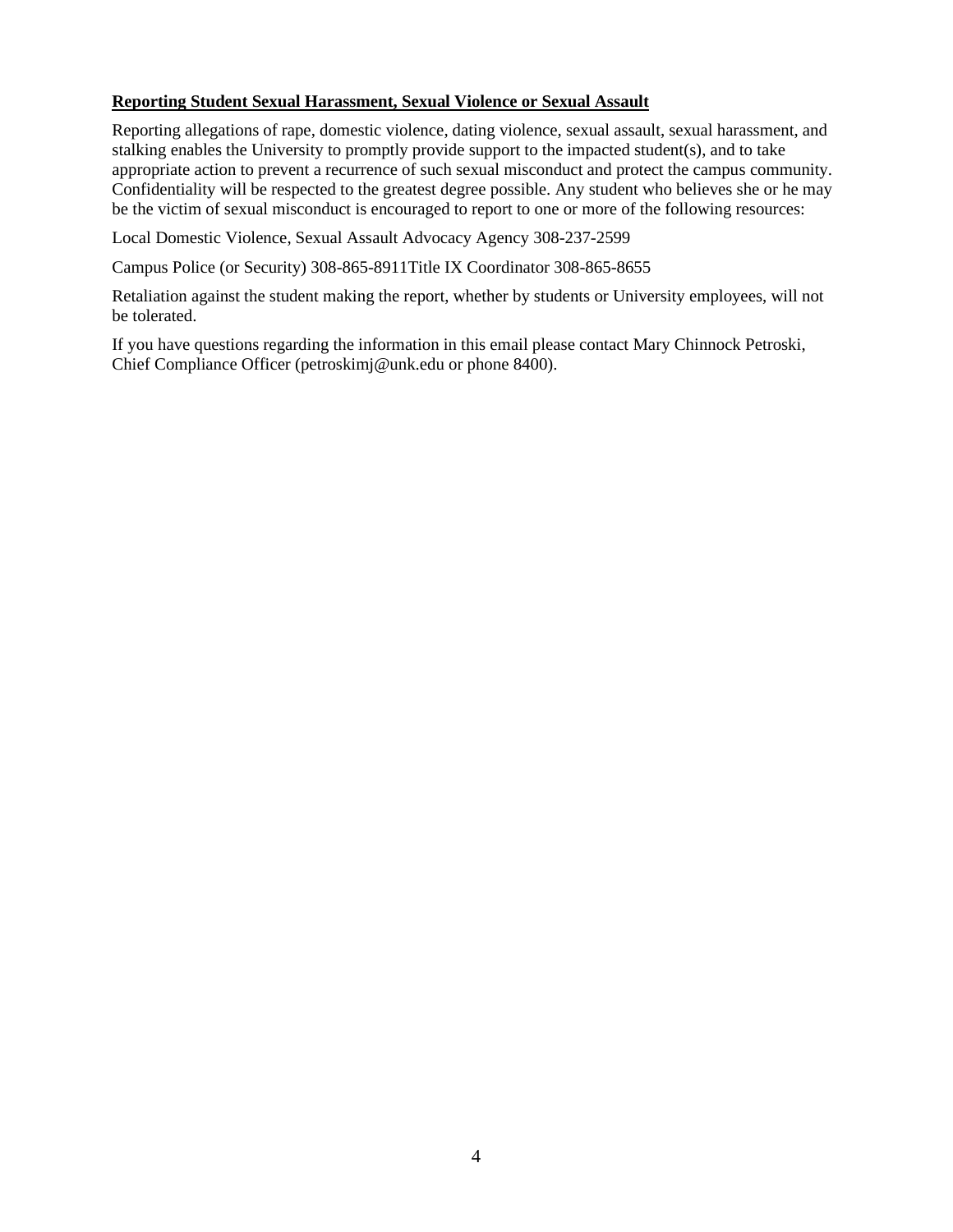**Reporting Student Sexual Harassment, Sexual Violence or Sexual Assault**

Reporting allegations of rape, domestic violence, dating violence, sexual assault, sexual harassment, and stalking enables the University to promptly provide support to the impacted student(s), and to take appropriate action to prevent a recurrence of such sexual misconduct and protect the campus community. Confidentiality will be respected to the greatest degree possible. Any student who believes she or he may be the victim of sexual misconduct is encouraged to report to one or more of the following resources:

Local Domestic Violence, Sexual Assault Advocacy Agency 308-237-2599

Campus Police (or Security) 308-865-8911Title IX Coordinator 308-865-8655

Retaliation against the student making the report, whether by students or University employees, will not be tolerated.

If you have questions regarding the information in this email please contact Mary Chinnock Petroski, Chief Compliance Officer (petroskimj@unk.edu or phone 8400).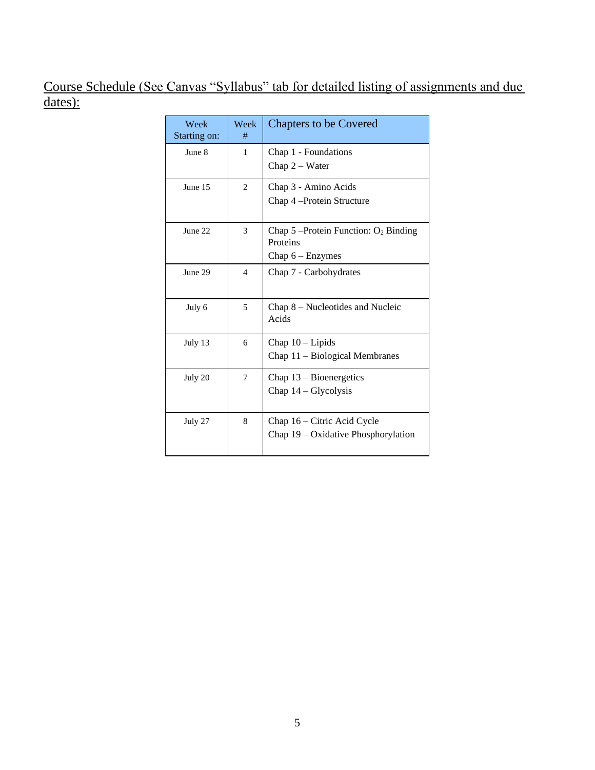Course Schedule (See Canvas "Syllabus" tab for detailed listing of assignments and due dates):

| Week Starting on: | Week # | Chapters to be Covered |
| --- | --- | --- |
| June 8 | 1 | Chap 1 - Foundations<br>Chap 2 – Water |
| June 15 | 2 | Chap 3 - Amino Acids<br>Chap 4 –Protein Structure |
| June 22 | 3 | Chap 5 –Protein Function: $O_2$ Binding Proteins<br>Chap 6 – Enzymes |
| June 29 | 4 | Chap 7 - Carbohydrates |
| July 6 | 5 | Chap 8 – Nucleotides and Nucleic Acids |
| July 13 | 6 | Chap 10 – Lipids<br>Chap 11 – Biological Membranes |
| July 20 | 7 | Chap 13 – Bioenergetics<br>Chap 14 – Glycolysis |
| July 27 | 8 | Chap 16 – Citric Acid Cycle<br>Chap 19 – Oxidative Phosphorylation |